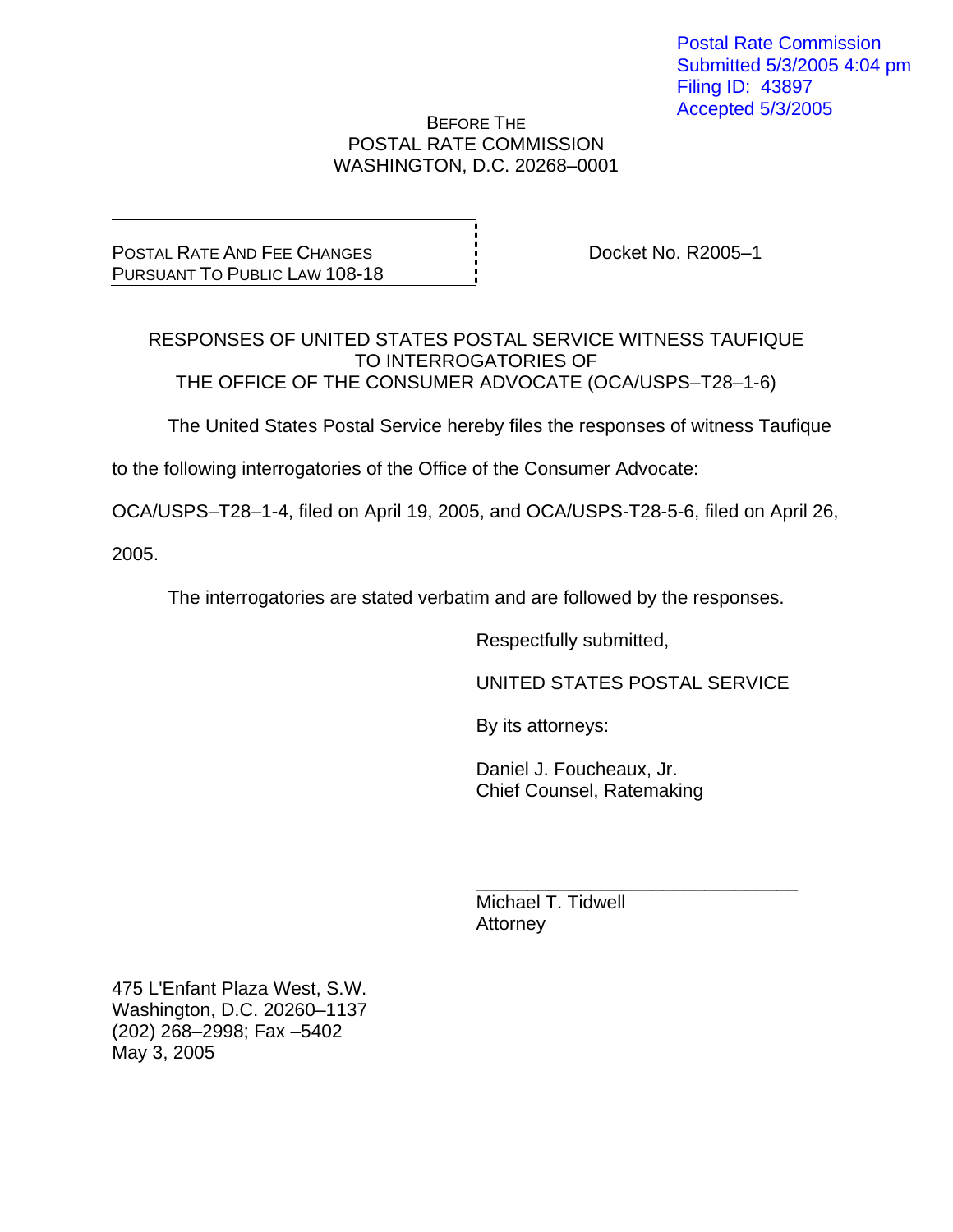Postal Rate Commission
Submitted 5/3/2005 4:04 pm
Filing ID: 43897
Accepted 5/3/2005

BEFORE THE
POSTAL RATE COMMISSION
WASHINGTON, D.C. 20268–0001

POSTAL RATE AND FEE CHANGES
PURSUANT TO PUBLIC LAW 108-18

Docket No. R2005–1

RESPONSES OF UNITED STATES POSTAL SERVICE WITNESS TAUFIQUE
TO INTERROGATORIES OF
THE OFFICE OF THE CONSUMER ADVOCATE (OCA/USPS–T28–1-6)

The United States Postal Service hereby files the responses of witness Taufique to the following interrogatories of the Office of the Consumer Advocate: OCA/USPS–T28–1-4, filed on April 19, 2005, and OCA/USPS-T28-5-6, filed on April 26, 2005.

The interrogatories are stated verbatim and are followed by the responses.

Respectfully submitted,

UNITED STATES POSTAL SERVICE

By its attorneys:

Daniel J. Foucheaux, Jr.
Chief Counsel, Ratemaking

\_\_\_\_\_\_\_\_\_\_\_\_\_\_\_\_\_\_\_\_\_\_\_\_\_\_\_\_\_\_\_\_
Michael T. Tidwell
Attorney

475 L'Enfant Plaza West, S.W.
Washington, D.C. 20260–1137
(202) 268–2998; Fax –5402
May 3, 2005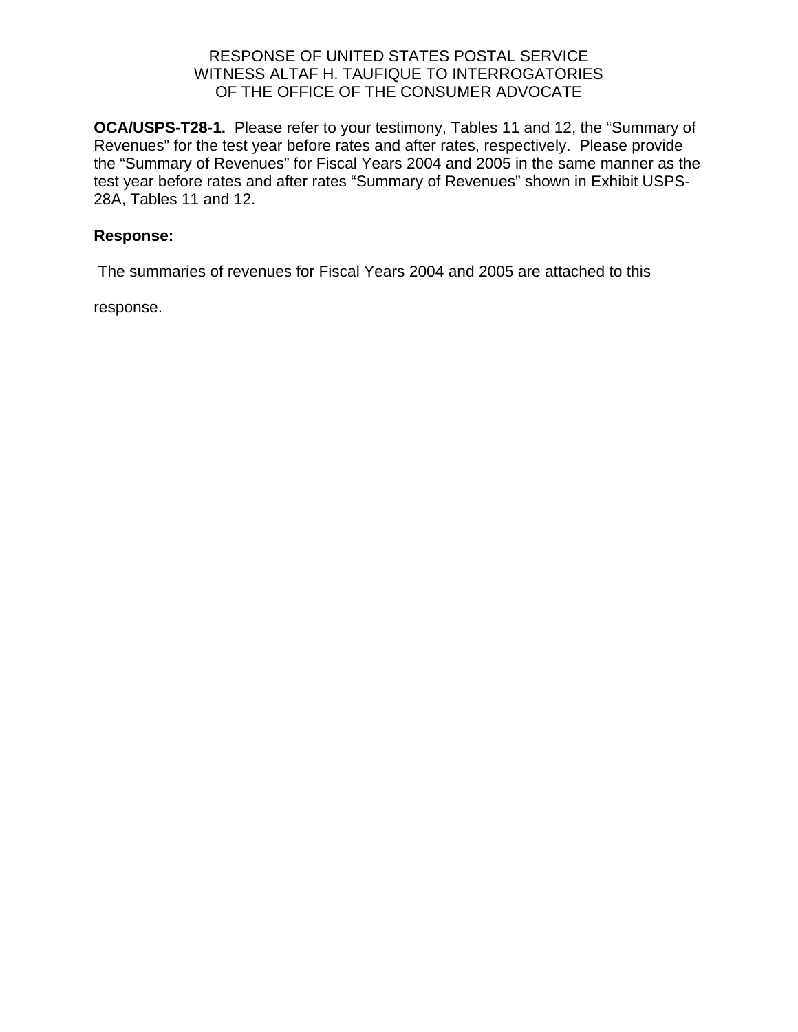RESPONSE OF UNITED STATES POSTAL SERVICE
WITNESS ALTAF H. TAUFIQUE TO INTERROGATORIES
OF THE OFFICE OF THE CONSUMER ADVOCATE

**OCA/USPS-T28-1.** Please refer to your testimony, Tables 11 and 12, the "Summary of Revenues" for the test year before rates and after rates, respectively. Please provide the "Summary of Revenues" for Fiscal Years 2004 and 2005 in the same manner as the test year before rates and after rates "Summary of Revenues" shown in Exhibit USPS-28A, Tables 11 and 12.

**Response:**

The summaries of revenues for Fiscal Years 2004 and 2005 are attached to this response.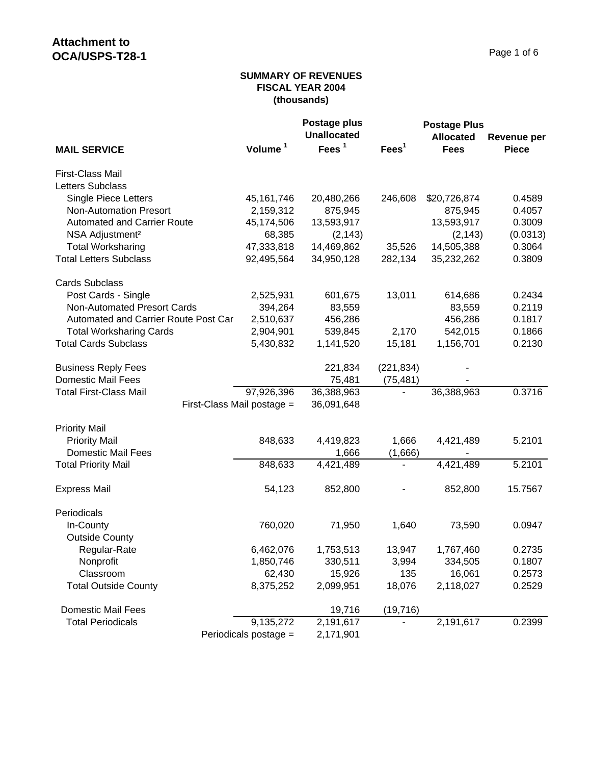**Attachment to OCA/USPS-T28-1**

### SUMMARY OF REVENUES
### FISCAL YEAR 2004
### (thousands)

| MAIL SERVICE | Volume [1] | Postage plus Unallocated Fees [1] | Fees[1] | Postage Plus Allocated Fees | Revenue per Piece |
|---|---|---|---|---|---|
| First-Class Mail | | | | | |
| Letters Subclass | | | | | |
| Single Piece Letters | 45,161,746 | 20,480,266 | 246,608 | $20,726,874 | 0.4589 |
| Non-Automation Presort | 2,159,312 | 875,945 | | 875,945 | 0.4057 |
| Automated and Carrier Route | 45,174,506 | 13,593,917 | | 13,593,917 | 0.3009 |
| NSA Adjustment[2] | 68,385 | (2,143) | | (2,143) | (0.0313) |
| Total Worksharing | 47,333,818 | 14,469,862 | 35,526 | 14,505,388 | 0.3064 |
| Total Letters Subclass | 92,495,564 | 34,950,128 | 282,134 | 35,232,262 | 0.3809 |
| Cards Subclass | | | | | |
| Post Cards - Single | 2,525,931 | 601,675 | 13,011 | 614,686 | 0.2434 |
| Non-Automated Presort Cards | 394,264 | 83,559 | | 83,559 | 0.2119 |
| Automated and Carrier Route Post Car | 2,510,637 | 456,286 | | 456,286 | 0.1817 |
| Total Worksharing Cards | 2,904,901 | 539,845 | 2,170 | 542,015 | 0.1866 |
| Total Cards Subclass | 5,430,832 | 1,141,520 | 15,181 | 1,156,701 | 0.2130 |
| Business Reply Fees | | 221,834 | (221,834) | - | |
| Domestic Mail Fees | | 75,481 | (75,481) | - | |
| Total First-Class Mail | 97,926,396 | 36,388,963 | - | 36,388,963 | 0.3716 |
| First-Class Mail postage = | | 36,091,648 | | | |
| Priority Mail | | | | | |
| Priority Mail | 848,633 | 4,419,823 | 1,666 | 4,421,489 | 5.2101 |
| Domestic Mail Fees | | 1,666 | (1,666) | - | |
| Total Priority Mail | 848,633 | 4,421,489 | - | 4,421,489 | 5.2101 |
| Express Mail | 54,123 | 852,800 | - | 852,800 | 15.7567 |
| Periodicals | | | | | |
| In-County | 760,020 | 71,950 | 1,640 | 73,590 | 0.0947 |
| Outside County | | | | | |
| Regular-Rate | 6,462,076 | 1,753,513 | 13,947 | 1,767,460 | 0.2735 |
| Nonprofit | 1,850,746 | 330,511 | 3,994 | 334,505 | 0.1807 |
| Classroom | 62,430 | 15,926 | 135 | 16,061 | 0.2573 |
| Total Outside County | 8,375,252 | 2,099,951 | 18,076 | 2,118,027 | 0.2529 |
| Domestic Mail Fees | | 19,716 | (19,716) | | |
| Total Periodicals | 9,135,272 | 2,191,617 | - | 2,191,617 | 0.2399 |
| Periodicals postage = | | 2,171,901 | | | |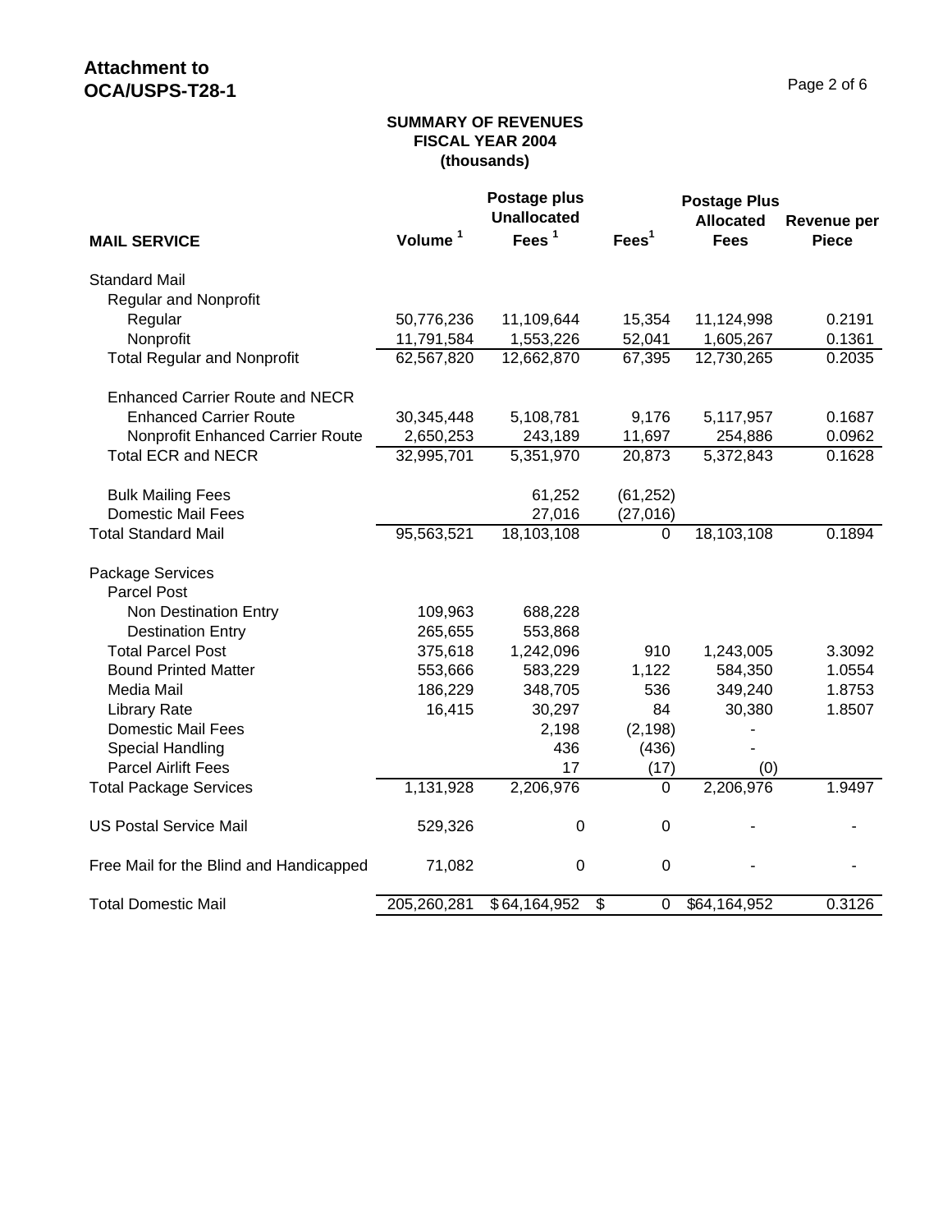**Attachment to OCA/USPS-T28-1**

### SUMMARY OF REVENUES
### FISCAL YEAR 2004
### (thousands)

| MAIL SERVICE | Volume [1] | Postage plus Unallocated Fees [1] | Fees[1] | Postage Plus Allocated Fees | Revenue per Piece |
|---|---|---|---|---|---|
| Standard Mail | | | | | |
| Regular and Nonprofit | | | | | |
| Regular | 50,776,236 | 11,109,644 | 15,354 | 11,124,998 | 0.2191 |
| Nonprofit | 11,791,584 | 1,553,226 | 52,041 | 1,605,267 | 0.1361 |
| Total Regular and Nonprofit | 62,567,820 | 12,662,870 | 67,395 | 12,730,265 | 0.2035 |
| Enhanced Carrier Route and NECR | | | | | |
| Enhanced Carrier Route | 30,345,448 | 5,108,781 | 9,176 | 5,117,957 | 0.1687 |
| Nonprofit Enhanced Carrier Route | 2,650,253 | 243,189 | 11,697 | 254,886 | 0.0962 |
| Total ECR and NECR | 32,995,701 | 5,351,970 | 20,873 | 5,372,843 | 0.1628 |
| Bulk Mailing Fees | | 61,252 | (61,252) | | |
| Domestic Mail Fees | | 27,016 | (27,016) | | |
| Total Standard Mail | 95,563,521 | 18,103,108 | 0 | 18,103,108 | 0.1894 |
| Package Services | | | | | |
| Parcel Post | | | | | |
| Non Destination Entry | 109,963 | 688,228 | | | |
| Destination Entry | 265,655 | 553,868 | | | |
| Total Parcel Post | 375,618 | 1,242,096 | 910 | 1,243,005 | 3.3092 |
| Bound Printed Matter | 553,666 | 583,229 | 1,122 | 584,350 | 1.0554 |
| Media Mail | 186,229 | 348,705 | 536 | 349,240 | 1.8753 |
| Library Rate | 16,415 | 30,297 | 84 | 30,380 | 1.8507 |
| Domestic Mail Fees | | 2,198 | (2,198) | - | |
| Special Handling | | 436 | (436) | - | |
| Parcel Airlift Fees | | 17 | (17) | (0) | |
| Total Package Services | 1,131,928 | 2,206,976 | 0 | 2,206,976 | 1.9497 |
| US Postal Service Mail | 529,326 | 0 | 0 | - | - |
| Free Mail for the Blind and Handicapped | 71,082 | 0 | 0 | - | - |
| Total Domestic Mail | 205,260,281 | $ 64,164,952 | $ 0 | $64,164,952 | 0.3126 |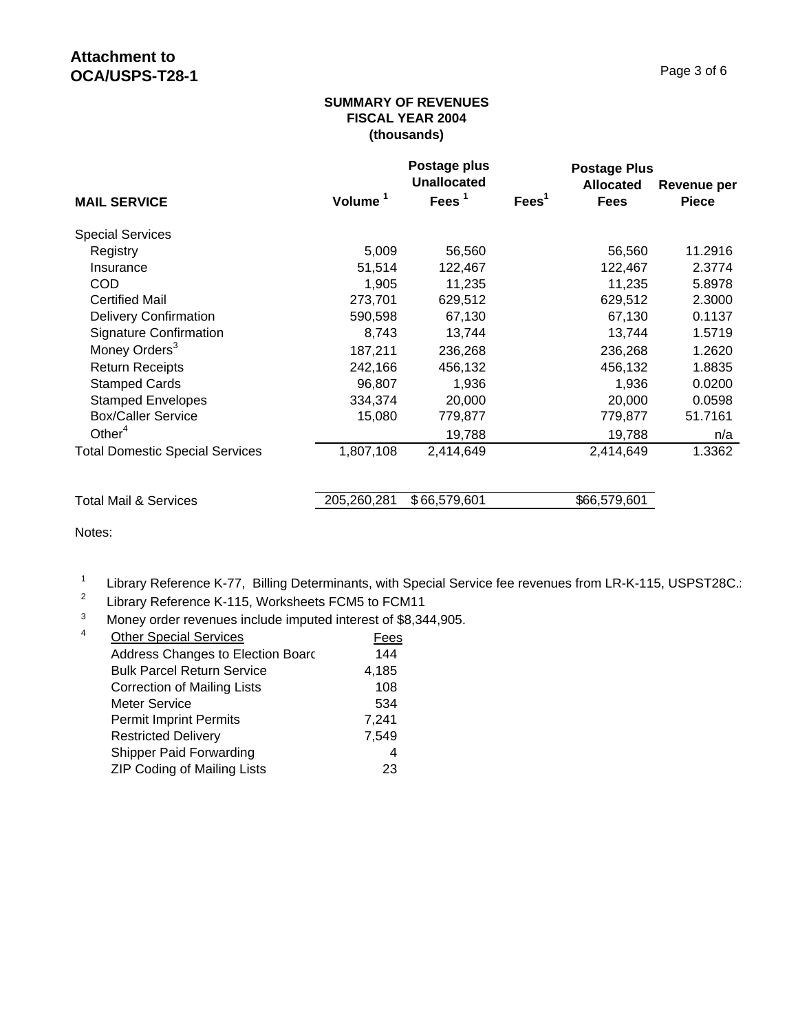**Attachment to OCA/USPS-T28-1**

**SUMMARY OF REVENUES**
**FISCAL YEAR 2004**
**(thousands)**

| MAIL SERVICE | Volume [1] | Postage plus Unallocated Fees [1] | Fees[1] | Postage Plus Allocated Fees | Revenue per Piece |
|---|---|---|---|---|---|
| Special Services | | | | | |
| Registry | 5,009 | 56,560 | | 56,560 | 11.2916 |
| Insurance | 51,514 | 122,467 | | 122,467 | 2.3774 |
| COD | 1,905 | 11,235 | | 11,235 | 5.8978 |
| Certified Mail | 273,701 | 629,512 | | 629,512 | 2.3000 |
| Delivery Confirmation | 590,598 | 67,130 | | 67,130 | 0.1137 |
| Signature Confirmation | 8,743 | 13,744 | | 13,744 | 1.5719 |
| Money Orders[3] | 187,211 | 236,268 | | 236,268 | 1.2620 |
| Return Receipts | 242,166 | 456,132 | | 456,132 | 1.8835 |
| Stamped Cards | 96,807 | 1,936 | | 1,936 | 0.0200 |
| Stamped Envelopes | 334,374 | 20,000 | | 20,000 | 0.0598 |
| Box/Caller Service | 15,080 | 779,877 | | 779,877 | 51.7161 |
| Other[4] | | 19,788 | | 19,788 | n/a |
| Total Domestic Special Services | 1,807,108 | 2,414,649 | | 2,414,649 | 1.3362 |
| | | | | | |
| Total Mail & Services | 205,260,281 | $66,579,601 | | $66,579,601 | |

Notes:

1 Library Reference K-77, Billing Determinants, with Special Service fee revenues from LR-K-115, USPST28C.:

2 Library Reference K-115, Worksheets FCM5 to FCM11

3 Money order revenues include imputed interest of $8,344,905.

4

| Other Special Services | Fees |
|---|---|
| Address Changes to Election Boarc | 144 |
| Bulk Parcel Return Service | 4,185 |
| Correction of Mailing Lists | 108 |
| Meter Service | 534 |
| Permit Imprint Permits | 7,241 |
| Restricted Delivery | 7,549 |
| Shipper Paid Forwarding | 4 |
| ZIP Coding of Mailing Lists | 23 |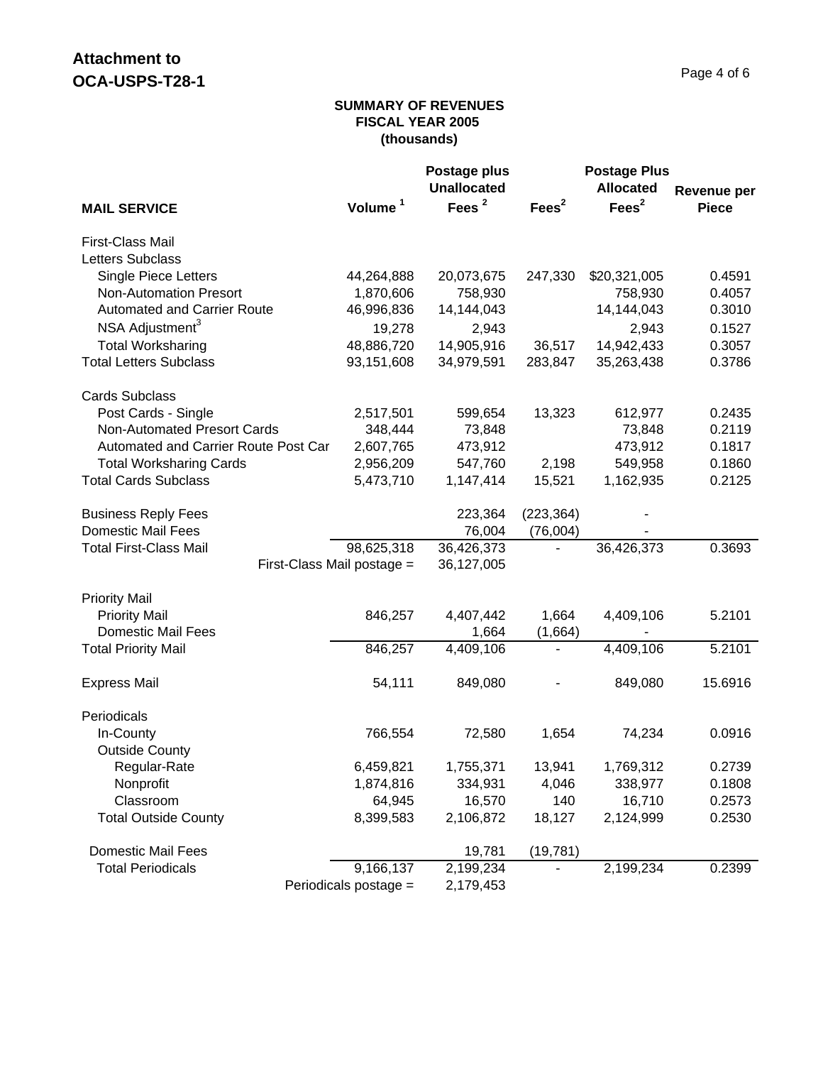**Attachment to OCA-USPS-T28-1**

### SUMMARY OF REVENUES
### FISCAL YEAR 2005
### (thousands)

| MAIL SERVICE | Volume [1] | Postage plus Unallocated Fees [2] | Fees[2] | Postage Plus Allocated Fees[2] | Revenue per Piece |
|---|---|---|---|---|---|
| First-Class Mail | | | | | |
| Letters Subclass | | | | | |
| Single Piece Letters | 44,264,888 | 20,073,675 | 247,330 | $20,321,005 | 0.4591 |
| Non-Automation Presort | 1,870,606 | 758,930 | | 758,930 | 0.4057 |
| Automated and Carrier Route | 46,996,836 | 14,144,043 | | 14,144,043 | 0.3010 |
| NSA Adjustment[3] | 19,278 | 2,943 | | 2,943 | 0.1527 |
| Total Worksharing | 48,886,720 | 14,905,916 | 36,517 | 14,942,433 | 0.3057 |
| Total Letters Subclass | 93,151,608 | 34,979,591 | 283,847 | 35,263,438 | 0.3786 |
| | | | | | |
| Cards Subclass | | | | | |
| Post Cards - Single | 2,517,501 | 599,654 | 13,323 | 612,977 | 0.2435 |
| Non-Automated Presort Cards | 348,444 | 73,848 | | 73,848 | 0.2119 |
| Automated and Carrier Route Post Car | 2,607,765 | 473,912 | | 473,912 | 0.1817 |
| Total Worksharing Cards | 2,956,209 | 547,760 | 2,198 | 549,958 | 0.1860 |
| Total Cards Subclass | 5,473,710 | 1,147,414 | 15,521 | 1,162,935 | 0.2125 |
| | | | | | |
| Business Reply Fees | | 223,364 | (223,364) | - | |
| Domestic Mail Fees | | 76,004 | (76,004) | - | |
| Total First-Class Mail | 98,625,318 | 36,426,373 | - | 36,426,373 | 0.3693 |
| | First-Class Mail postage = | 36,127,005 | | | |
| | | | | | |
| Priority Mail | | | | | |
| Priority Mail | 846,257 | 4,407,442 | 1,664 | 4,409,106 | 5.2101 |
| Domestic Mail Fees | | 1,664 | (1,664) | - | |
| Total Priority Mail | 846,257 | 4,409,106 | - | 4,409,106 | 5.2101 |
| | | | | | |
| Express Mail | 54,111 | 849,080 | - | 849,080 | 15.6916 |
| | | | | | |
| Periodicals | | | | | |
| In-County | 766,554 | 72,580 | 1,654 | 74,234 | 0.0916 |
| Outside County | | | | | |
| Regular-Rate | 6,459,821 | 1,755,371 | 13,941 | 1,769,312 | 0.2739 |
| Nonprofit | 1,874,816 | 334,931 | 4,046 | 338,977 | 0.1808 |
| Classroom | 64,945 | 16,570 | 140 | 16,710 | 0.2573 |
| Total Outside County | 8,399,583 | 2,106,872 | 18,127 | 2,124,999 | 0.2530 |
| | | | | | |
| Domestic Mail Fees | | 19,781 | (19,781) | | |
| Total Periodicals | 9,166,137 | 2,199,234 | - | 2,199,234 | 0.2399 |
| | Periodicals postage = | 2,179,453 | | | |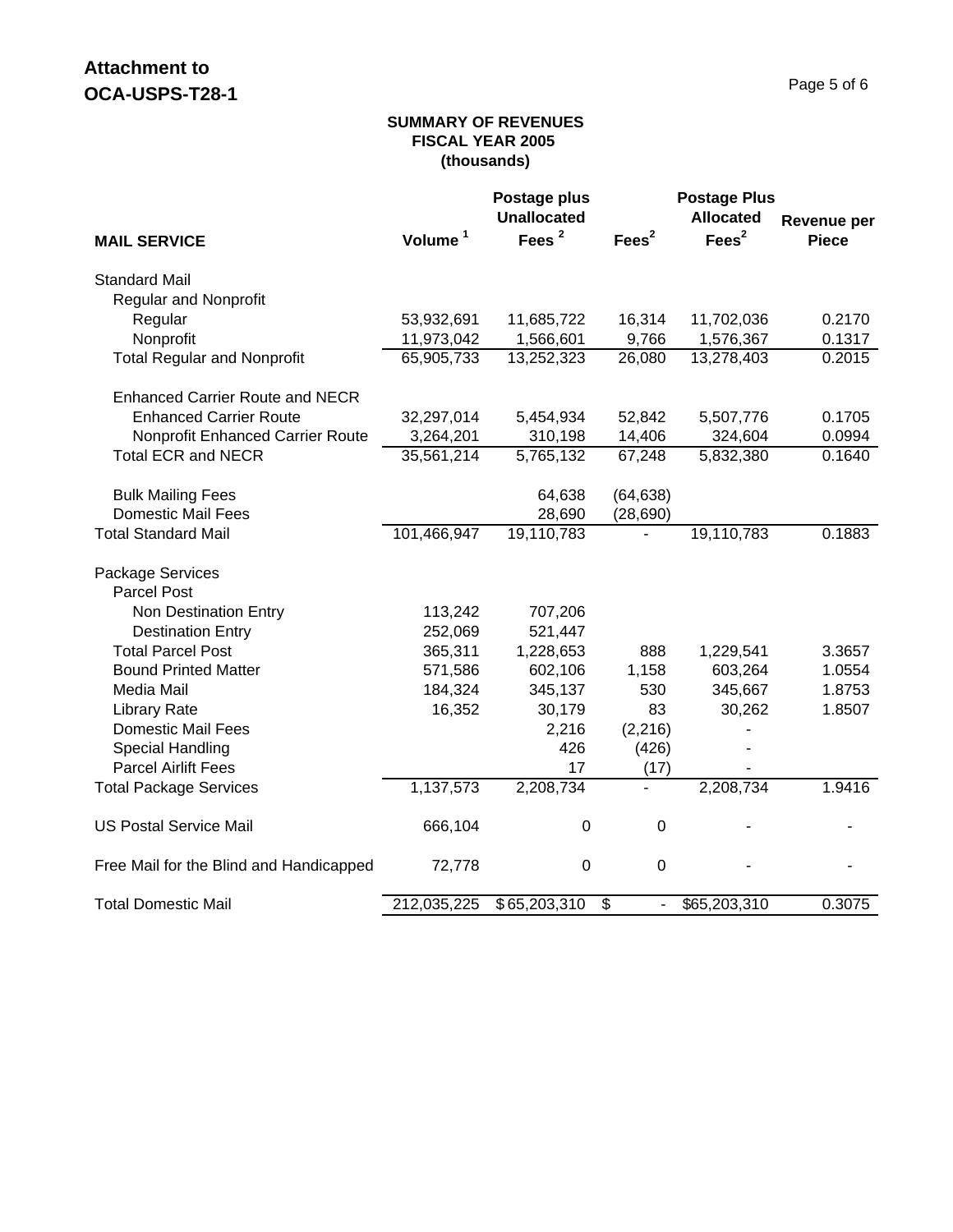**Attachment to OCA-USPS-T28-1**

**SUMMARY OF REVENUES**
**FISCAL YEAR 2005**
**(thousands)**

| MAIL SERVICE | Volume [1] | Postage plus Unallocated Fees [2] | Fees [2] | Postage Plus Allocated Fees [2] | Revenue per Piece |
|---|---|---|---|---|---|
| Standard Mail | | | | | |
| Regular and Nonprofit | | | | | |
| Regular | 53,932,691 | 11,685,722 | 16,314 | 11,702,036 | 0.2170 |
| Nonprofit | 11,973,042 | 1,566,601 | 9,766 | 1,576,367 | 0.1317 |
| Total Regular and Nonprofit | 65,905,733 | 13,252,323 | 26,080 | 13,278,403 | 0.2015 |
| Enhanced Carrier Route and NECR | | | | | |
| Enhanced Carrier Route | 32,297,014 | 5,454,934 | 52,842 | 5,507,776 | 0.1705 |
| Nonprofit Enhanced Carrier Route | 3,264,201 | 310,198 | 14,406 | 324,604 | 0.0994 |
| Total ECR and NECR | 35,561,214 | 5,765,132 | 67,248 | 5,832,380 | 0.1640 |
| Bulk Mailing Fees | | 64,638 | (64,638) | | |
| Domestic Mail Fees | | 28,690 | (28,690) | | |
| Total Standard Mail | 101,466,947 | 19,110,783 | - | 19,110,783 | 0.1883 |
| Package Services | | | | | |
| Parcel Post | | | | | |
| Non Destination Entry | 113,242 | 707,206 | | | |
| Destination Entry | 252,069 | 521,447 | | | |
| Total Parcel Post | 365,311 | 1,228,653 | 888 | 1,229,541 | 3.3657 |
| Bound Printed Matter | 571,586 | 602,106 | 1,158 | 603,264 | 1.0554 |
| Media Mail | 184,324 | 345,137 | 530 | 345,667 | 1.8753 |
| Library Rate | 16,352 | 30,179 | 83 | 30,262 | 1.8507 |
| Domestic Mail Fees | | 2,216 | (2,216) | - | |
| Special Handling | | 426 | (426) | - | |
| Parcel Airlift Fees | | 17 | (17) | - | |
| Total Package Services | 1,137,573 | 2,208,734 | - | 2,208,734 | 1.9416 |
| US Postal Service Mail | 666,104 | 0 | 0 | - | - |
| Free Mail for the Blind and Handicapped | 72,778 | 0 | 0 | - | - |
| Total Domestic Mail | 212,035,225 | $65,203,310 | $ - | $65,203,310 | 0.3075 |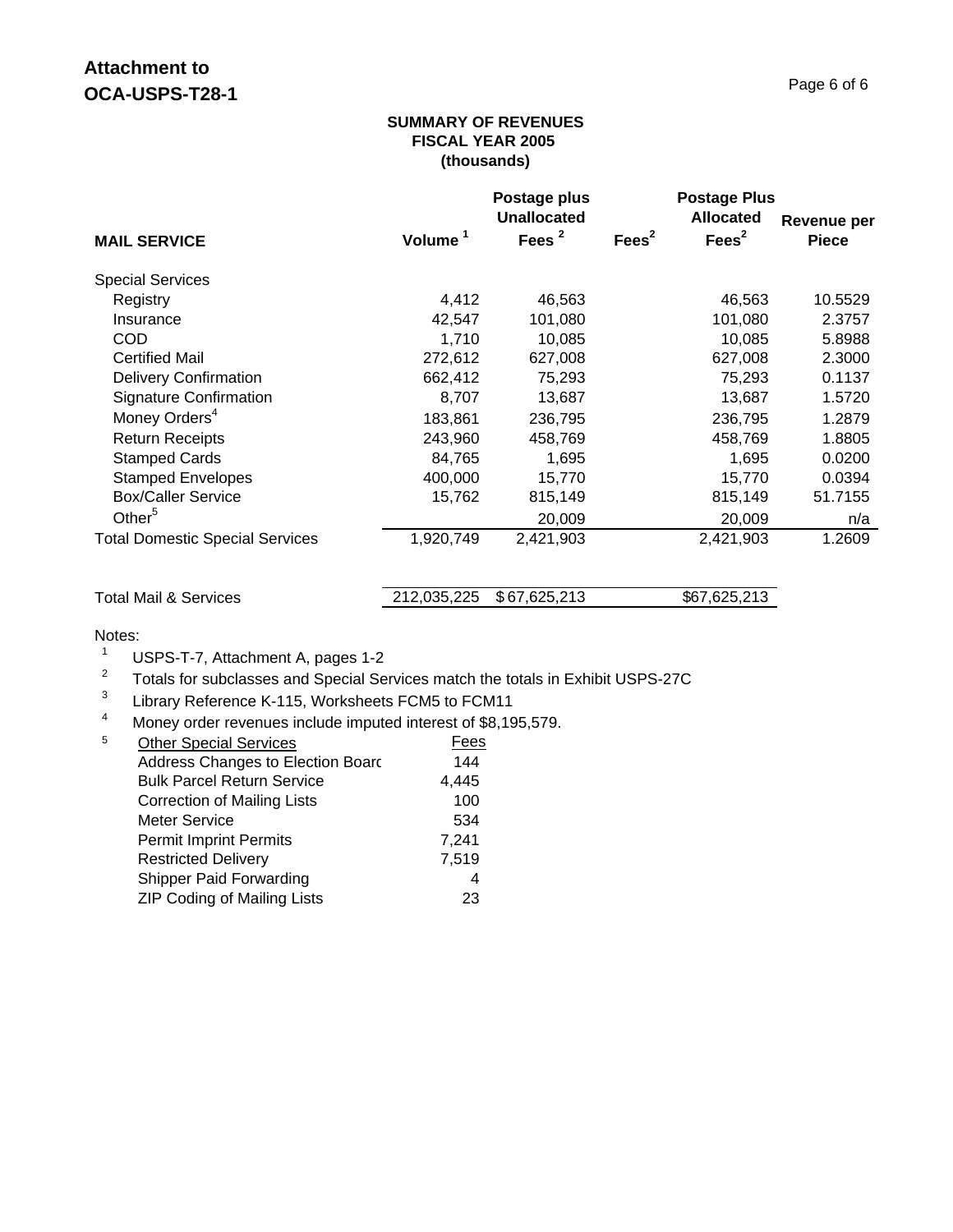**Attachment to OCA-USPS-T28-1**

### SUMMARY OF REVENUES
### FISCAL YEAR 2005
### (thousands)

| MAIL SERVICE | Volume [1] | Postage plus Unallocated Fees [2] | Fees[2] | Postage Plus Allocated Fees[2] | Revenue per Piece |
|---|---|---|---|---|---|
| Special Services | | | | | |
| Registry | 4,412 | 46,563 | | 46,563 | 10.5529 |
| Insurance | 42,547 | 101,080 | | 101,080 | 2.3757 |
| COD | 1,710 | 10,085 | | 10,085 | 5.8988 |
| Certified Mail | 272,612 | 627,008 | | 627,008 | 2.3000 |
| Delivery Confirmation | 662,412 | 75,293 | | 75,293 | 0.1137 |
| Signature Confirmation | 8,707 | 13,687 | | 13,687 | 1.5720 |
| Money Orders[4] | 183,861 | 236,795 | | 236,795 | 1.2879 |
| Return Receipts | 243,960 | 458,769 | | 458,769 | 1.8805 |
| Stamped Cards | 84,765 | 1,695 | | 1,695 | 0.0200 |
| Stamped Envelopes | 400,000 | 15,770 | | 15,770 | 0.0394 |
| Box/Caller Service | 15,762 | 815,149 | | 815,149 | 51.7155 |
| Other[5] | | 20,009 | | 20,009 | n/a |
| Total Domestic Special Services | 1,920,749 | 2,421,903 | | 2,421,903 | 1.2609 |
| | | | | | |
| Total Mail & Services | 212,035,225 | $ 67,625,213 | | $67,625,213 | |

Notes:

1. USPS-T-7, Attachment A, pages 1-2
2. Totals for subclasses and Special Services match the totals in Exhibit USPS-27C
3. Library Reference K-115, Worksheets FCM5 to FCM11
4. Money order revenues include imputed interest of $8,195,579.
5. Other Special Services

| Other Special Services | Fees |
|---|---|
| Address Changes to Election Board | 144 |
| Bulk Parcel Return Service | 4,445 |
| Correction of Mailing Lists | 100 |
| Meter Service | 534 |
| Permit Imprint Permits | 7,241 |
| Restricted Delivery | 7,519 |
| Shipper Paid Forwarding | 4 |
| ZIP Coding of Mailing Lists | 23 |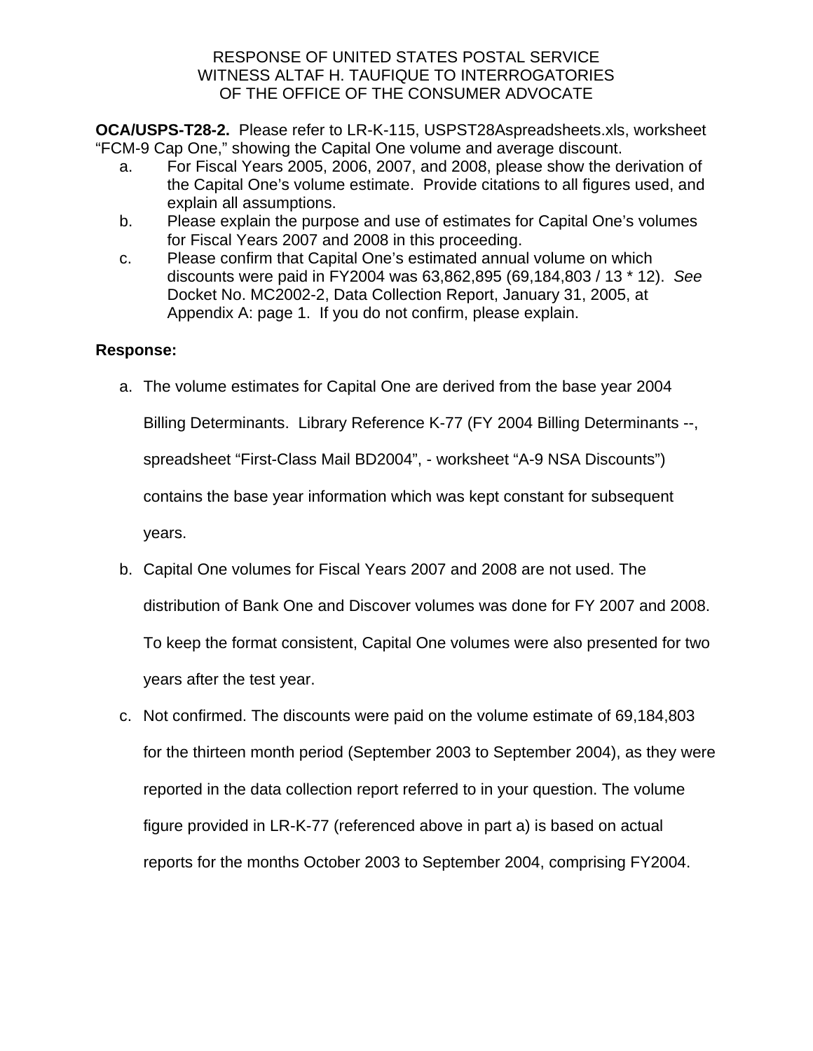RESPONSE OF UNITED STATES POSTAL SERVICE
WITNESS ALTAF H. TAUFIQUE TO INTERROGATORIES
OF THE OFFICE OF THE CONSUMER ADVOCATE

**OCA/USPS-T28-2.** Please refer to LR-K-115, USPST28Aspreadsheets.xls, worksheet "FCM-9 Cap One," showing the Capital One volume and average discount.

a. For Fiscal Years 2005, 2006, 2007, and 2008, please show the derivation of the Capital One's volume estimate. Provide citations to all figures used, and explain all assumptions.

b. Please explain the purpose and use of estimates for Capital One's volumes for Fiscal Years 2007 and 2008 in this proceeding.

c. Please confirm that Capital One's estimated annual volume on which discounts were paid in FY2004 was 63,862,895 (69,184,803 / 13 * 12). *See* Docket No. MC2002-2, Data Collection Report, January 31, 2005, at Appendix A: page 1. If you do not confirm, please explain.

**Response:**

a. The volume estimates for Capital One are derived from the base year 2004 Billing Determinants. Library Reference K-77 (FY 2004 Billing Determinants --, spreadsheet "First-Class Mail BD2004", - worksheet "A-9 NSA Discounts") contains the base year information which was kept constant for subsequent years.

b. Capital One volumes for Fiscal Years 2007 and 2008 are not used. The distribution of Bank One and Discover volumes was done for FY 2007 and 2008. To keep the format consistent, Capital One volumes were also presented for two years after the test year.

c. Not confirmed. The discounts were paid on the volume estimate of 69,184,803 for the thirteen month period (September 2003 to September 2004), as they were reported in the data collection report referred to in your question. The volume figure provided in LR-K-77 (referenced above in part a) is based on actual reports for the months October 2003 to September 2004, comprising FY2004.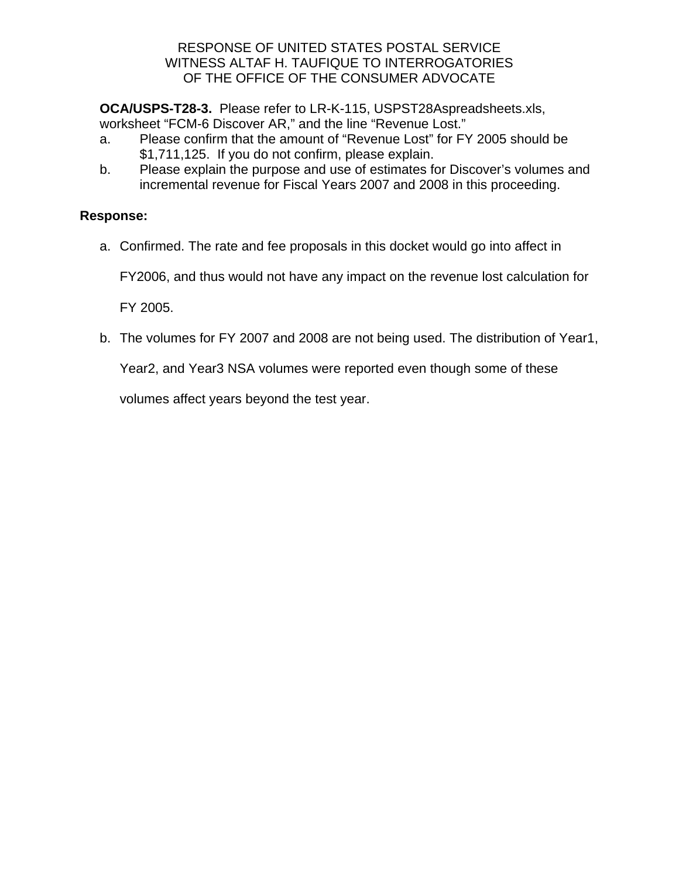RESPONSE OF UNITED STATES POSTAL SERVICE
WITNESS ALTAF H. TAUFIQUE TO INTERROGATORIES
OF THE OFFICE OF THE CONSUMER ADVOCATE

**OCA/USPS-T28-3.** Please refer to LR-K-115, USPST28Aspreadsheets.xls, worksheet "FCM-6 Discover AR," and the line "Revenue Lost."

a. Please confirm that the amount of "Revenue Lost" for FY 2005 should be $1,711,125. If you do not confirm, please explain.
b. Please explain the purpose and use of estimates for Discover's volumes and incremental revenue for Fiscal Years 2007 and 2008 in this proceeding.

**Response:**

a. Confirmed. The rate and fee proposals in this docket would go into affect in FY2006, and thus would not have any impact on the revenue lost calculation for FY 2005.

b. The volumes for FY 2007 and 2008 are not being used. The distribution of Year1, Year2, and Year3 NSA volumes were reported even though some of these volumes affect years beyond the test year.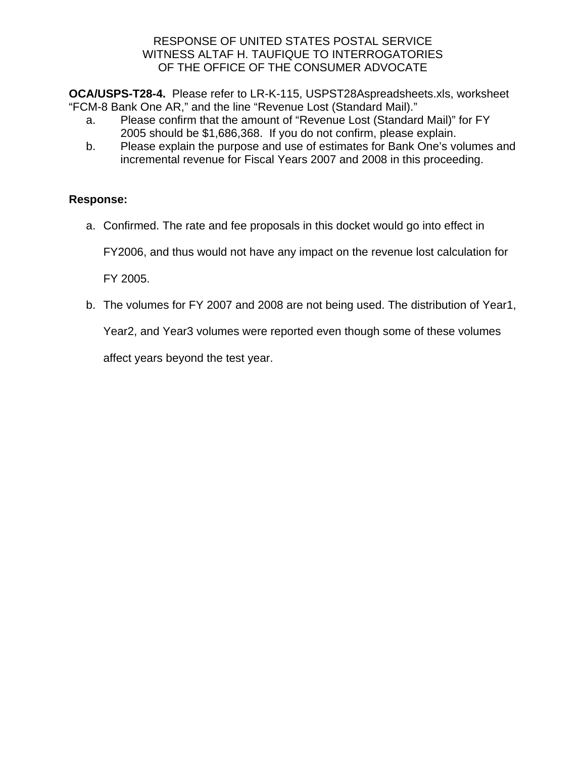RESPONSE OF UNITED STATES POSTAL SERVICE
WITNESS ALTAF H. TAUFIQUE TO INTERROGATORIES
OF THE OFFICE OF THE CONSUMER ADVOCATE

**OCA/USPS-T28-4.** Please refer to LR-K-115, USPST28Aspreadsheets.xls, worksheet "FCM-8 Bank One AR," and the line "Revenue Lost (Standard Mail)."

a. Please confirm that the amount of "Revenue Lost (Standard Mail)" for FY 2005 should be $1,686,368. If you do not confirm, please explain.

b. Please explain the purpose and use of estimates for Bank One's volumes and incremental revenue for Fiscal Years 2007 and 2008 in this proceeding.

**Response:**

a. Confirmed. The rate and fee proposals in this docket would go into effect in FY2006, and thus would not have any impact on the revenue lost calculation for FY 2005.

b. The volumes for FY 2007 and 2008 are not being used. The distribution of Year1, Year2, and Year3 volumes were reported even though some of these volumes affect years beyond the test year.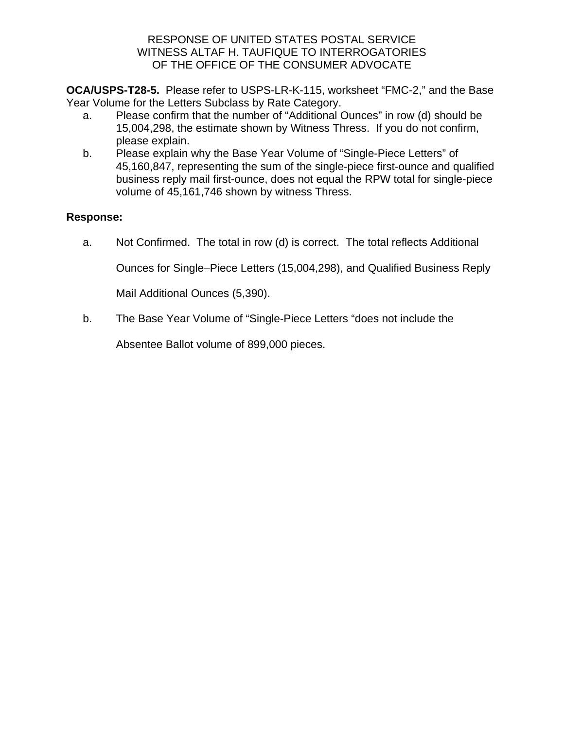RESPONSE OF UNITED STATES POSTAL SERVICE
WITNESS ALTAF H. TAUFIQUE TO INTERROGATORIES
OF THE OFFICE OF THE CONSUMER ADVOCATE

**OCA/USPS-T28-5.** Please refer to USPS-LR-K-115, worksheet "FMC-2," and the Base Year Volume for the Letters Subclass by Rate Category.

a. Please confirm that the number of "Additional Ounces" in row (d) should be 15,004,298, the estimate shown by Witness Thress. If you do not confirm, please explain.

b. Please explain why the Base Year Volume of "Single-Piece Letters" of 45,160,847, representing the sum of the single-piece first-ounce and qualified business reply mail first-ounce, does not equal the RPW total for single-piece volume of 45,161,746 shown by witness Thress.

**Response:**

a. Not Confirmed. The total in row (d) is correct. The total reflects Additional Ounces for Single–Piece Letters (15,004,298), and Qualified Business Reply Mail Additional Ounces (5,390).

b. The Base Year Volume of "Single-Piece Letters "does not include the Absentee Ballot volume of 899,000 pieces.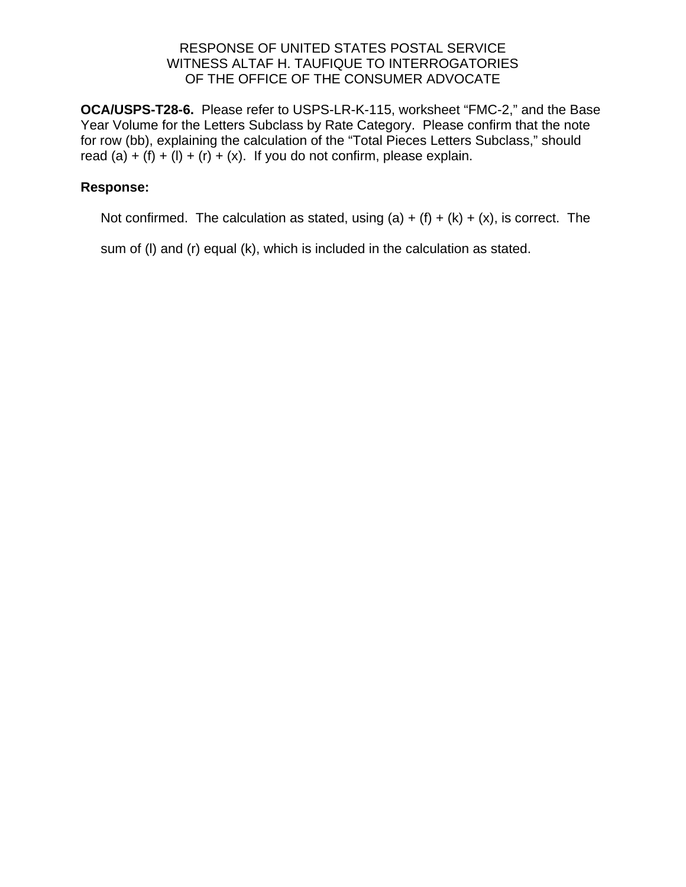RESPONSE OF UNITED STATES POSTAL SERVICE
WITNESS ALTAF H. TAUFIQUE TO INTERROGATORIES
OF THE OFFICE OF THE CONSUMER ADVOCATE

**OCA/USPS-T28-6.** Please refer to USPS-LR-K-115, worksheet "FMC-2," and the Base Year Volume for the Letters Subclass by Rate Category. Please confirm that the note for row (bb), explaining the calculation of the "Total Pieces Letters Subclass," should read (a) + (f) + (l) + (r) + (x). If you do not confirm, please explain.

**Response:**

Not confirmed. The calculation as stated, using (a) + (f) + (k) + (x), is correct. The sum of (l) and (r) equal (k), which is included in the calculation as stated.